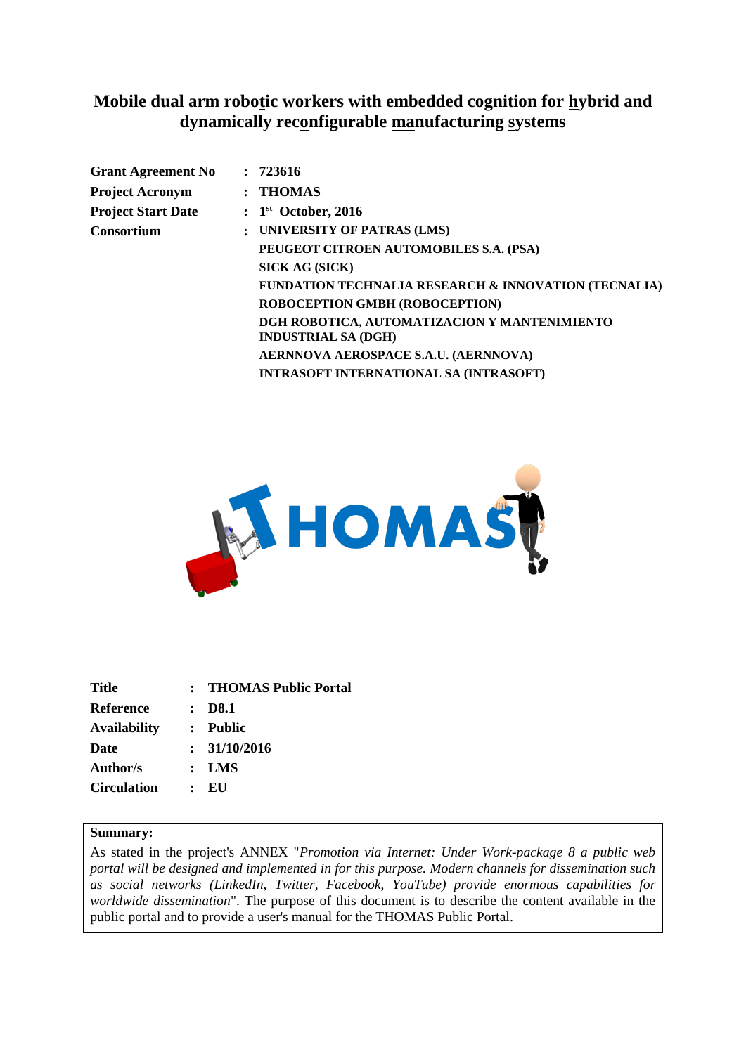# Mobile dual arm robotic workers with embedded cognition for hybrid and dynamically reconfigurable manufacturing systems

| | | |
|---|---|---|
| **Grant Agreement No** | : | **723616** |
| **Project Acronym** | : | **THOMAS** |
| **Project Start Date** | : | **1st October, 2016** |
| **Consortium** | : | **UNIVERSITY OF PATRAS (LMS)** |
| | | **PEUGEOT CITROEN AUTOMOBILES S.A. (PSA)** |
| | | **SICK AG (SICK)** |
| | | **FUNDATION TECHNALIA RESEARCH & INNOVATION (TECNALIA)** |
| | | **ROBOCEPTION GMBH (ROBOCEPTION)** |
| | | **DGH ROBOTICA, AUTOMATIZACION Y MANTENIMIENTO INDUSTRIAL SA (DGH)** |
| | | **AERNNOVA AEROSPACE S.A.U. (AERNNOVA)** |
| | | **INTRASOFT INTERNATIONAL SA (INTRASOFT)** |

| | | |
|---|---|---|
| **Title** | : | **THOMAS Public Portal** |
| **Reference** | : | **D8.1** |
| **Availability** | : | **Public** |
| **Date** | : | **31/10/2016** |
| **Author/s** | : | **LMS** |
| **Circulation** | : | **EU** |

**Summary:**

As stated in the project's ANNEX "*Promotion via Internet: Under Work-package 8 a public web portal will be designed and implemented in for this purpose. Modern channels for dissemination such as social networks (LinkedIn, Twitter, Facebook, YouTube) provide enormous capabilities for worldwide dissemination*". The purpose of this document is to describe the content available in the public portal and to provide a user's manual for the THOMAS Public Portal.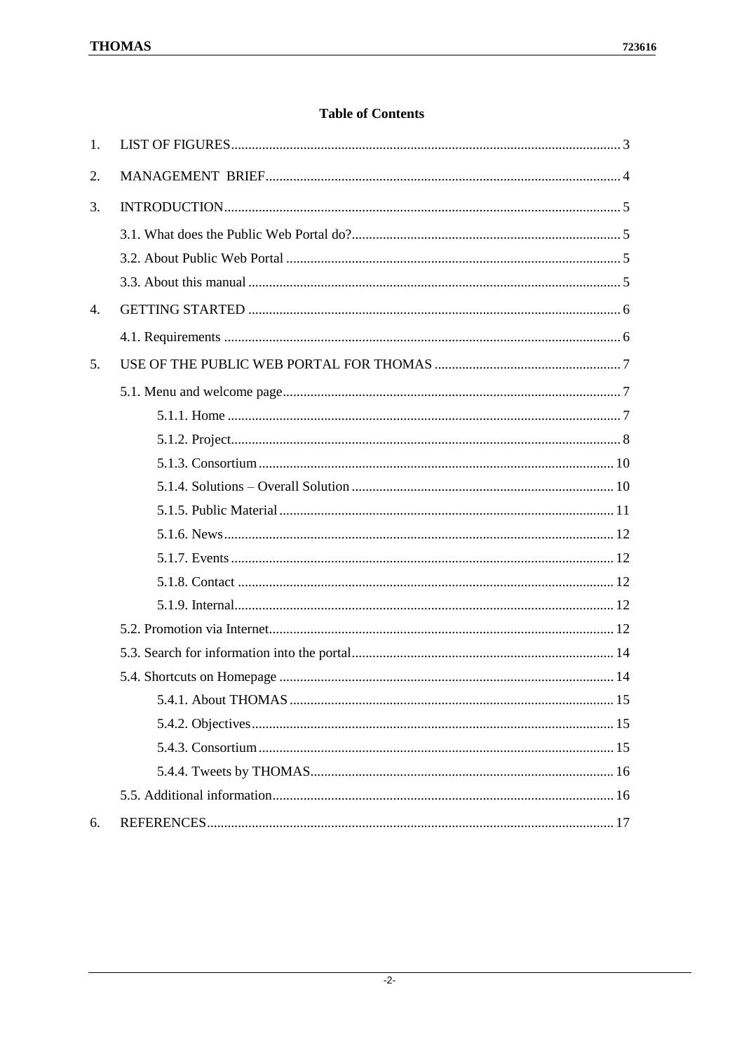# Table of Contents

1. LIST OF FIGURES ................................................................ 3
2. MANAGEMENT BRIEF ................................................................ 4
3. INTRODUCTION ................................................................ 5
   - 3.1. What does the Public Web Portal do? ................................................................ 5
   - 3.2. About Public Web Portal ................................................................ 5
   - 3.3. About this manual ................................................................ 5
4. GETTING STARTED ................................................................ 6
   - 4.1. Requirements ................................................................ 6
5. USE OF THE PUBLIC WEB PORTAL FOR THOMAS ................................................................ 7
   - 5.1. Menu and welcome page ................................................................ 7
     - 5.1.1. Home ................................................................ 7
     - 5.1.2. Project ................................................................ 8
     - 5.1.3. Consortium ................................................................ 10
     - 5.1.4. Solutions – Overall Solution ................................................................ 10
     - 5.1.5. Public Material ................................................................ 11
     - 5.1.6. News ................................................................ 12
     - 5.1.7. Events ................................................................ 12
     - 5.1.8. Contact ................................................................ 12
     - 5.1.9. Internal ................................................................ 12
   - 5.2. Promotion via Internet ................................................................ 12
   - 5.3. Search for information into the portal ................................................................ 14
   - 5.4. Shortcuts on Homepage ................................................................ 14
     - 5.4.1. About THOMAS ................................................................ 15
     - 5.4.2. Objectives ................................................................ 15
     - 5.4.3. Consortium ................................................................ 15
     - 5.4.4. Tweets by THOMAS ................................................................ 16
   - 5.5. Additional information ................................................................ 16
6. REFERENCES ................................................................ 17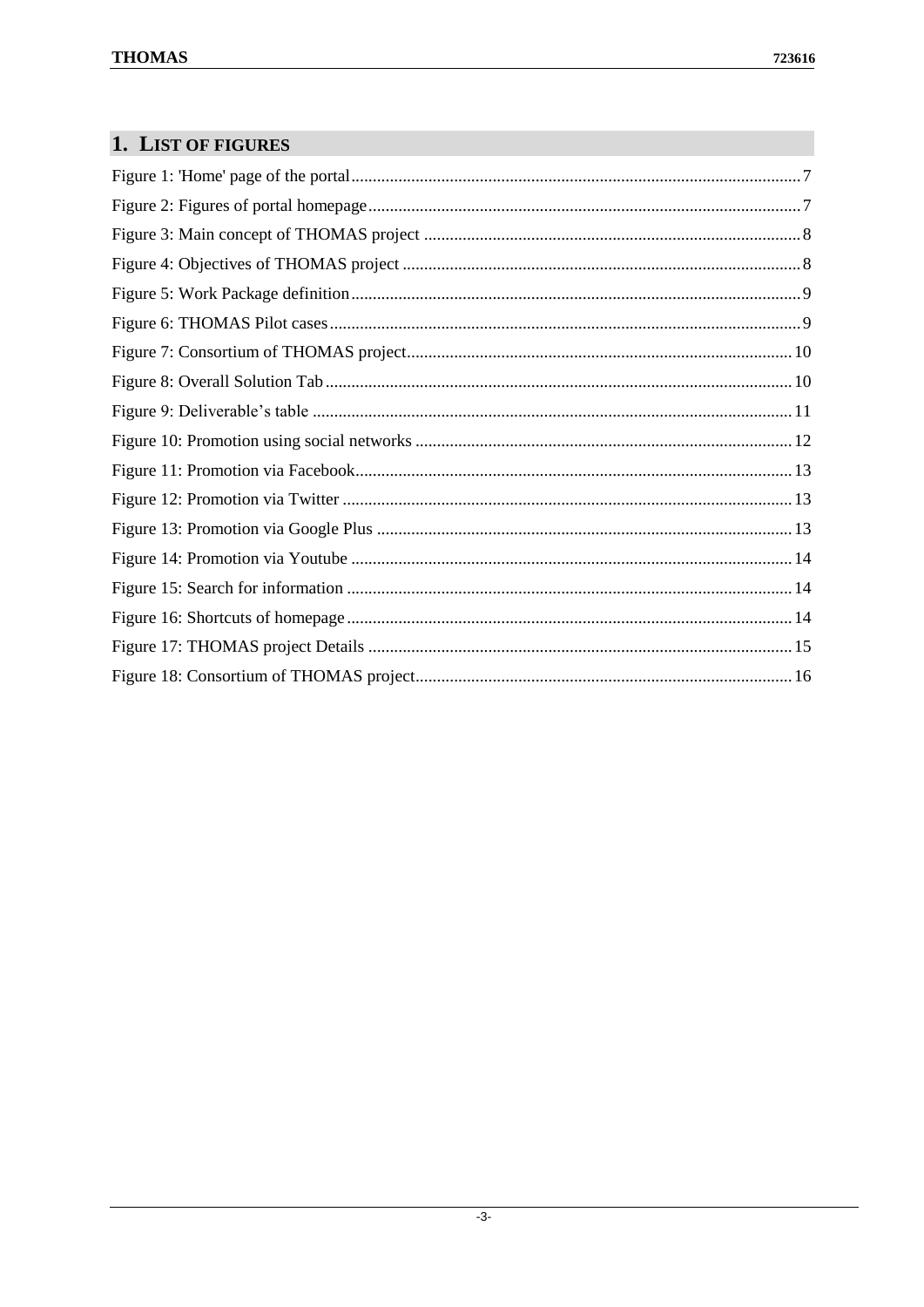# 1. LIST OF FIGURES

Figure 1: 'Home' page of the portal ........ 7
Figure 2: Figures of portal homepage ........ 7
Figure 3: Main concept of THOMAS project ........ 8
Figure 4: Objectives of THOMAS project ........ 8
Figure 5: Work Package definition ........ 9
Figure 6: THOMAS Pilot cases ........ 9
Figure 7: Consortium of THOMAS project ........ 10
Figure 8: Overall Solution Tab ........ 10
Figure 9: Deliverable's table ........ 11
Figure 10: Promotion using social networks ........ 12
Figure 11: Promotion via Facebook ........ 13
Figure 12: Promotion via Twitter ........ 13
Figure 13: Promotion via Google Plus ........ 13
Figure 14: Promotion via Youtube ........ 14
Figure 15: Search for information ........ 14
Figure 16: Shortcuts of homepage ........ 14
Figure 17: THOMAS project Details ........ 15
Figure 18: Consortium of THOMAS project ........ 16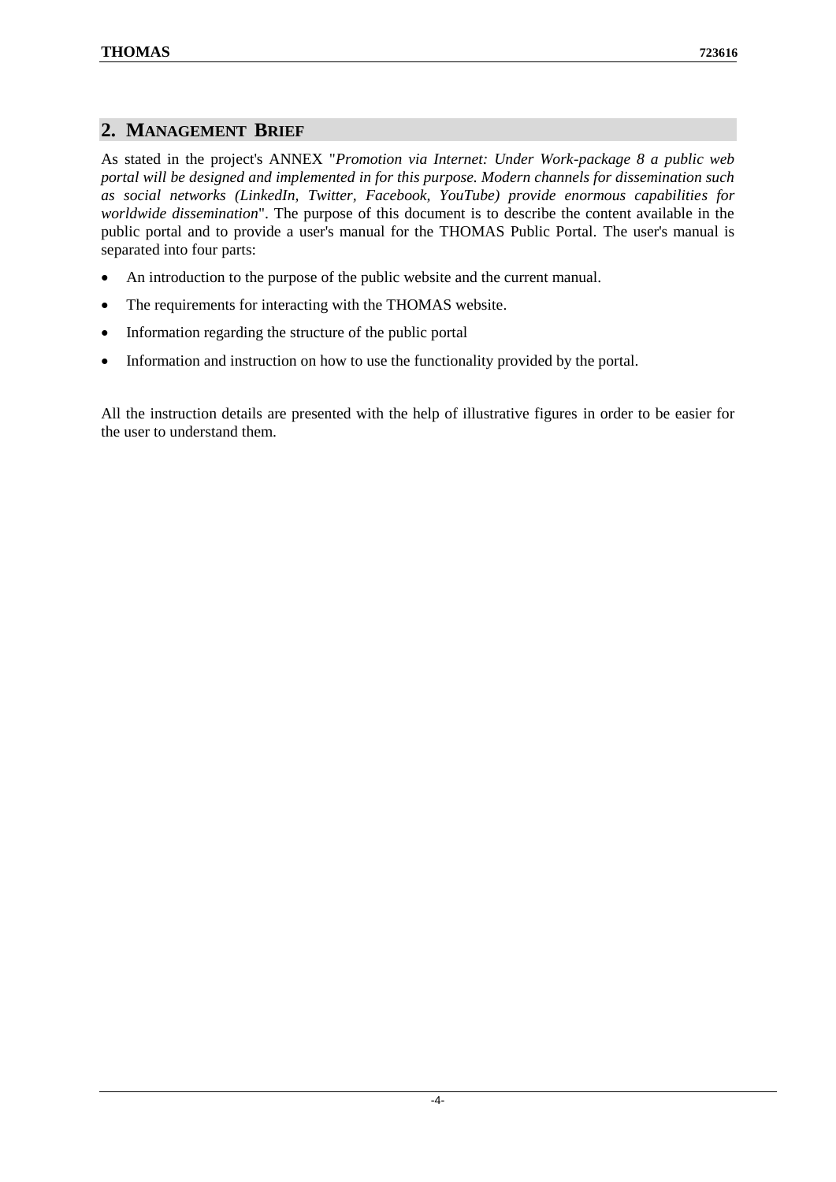## 2. MANAGEMENT BRIEF

As stated in the project's ANNEX "*Promotion via Internet: Under Work-package 8 a public web portal will be designed and implemented in for this purpose. Modern channels for dissemination such as social networks (LinkedIn, Twitter, Facebook, YouTube) provide enormous capabilities for worldwide dissemination*". The purpose of this document is to describe the content available in the public portal and to provide a user's manual for the THOMAS Public Portal. The user's manual is separated into four parts:

- An introduction to the purpose of the public website and the current manual.
- The requirements for interacting with the THOMAS website.
- Information regarding the structure of the public portal
- Information and instruction on how to use the functionality provided by the portal.

All the instruction details are presented with the help of illustrative figures in order to be easier for the user to understand them.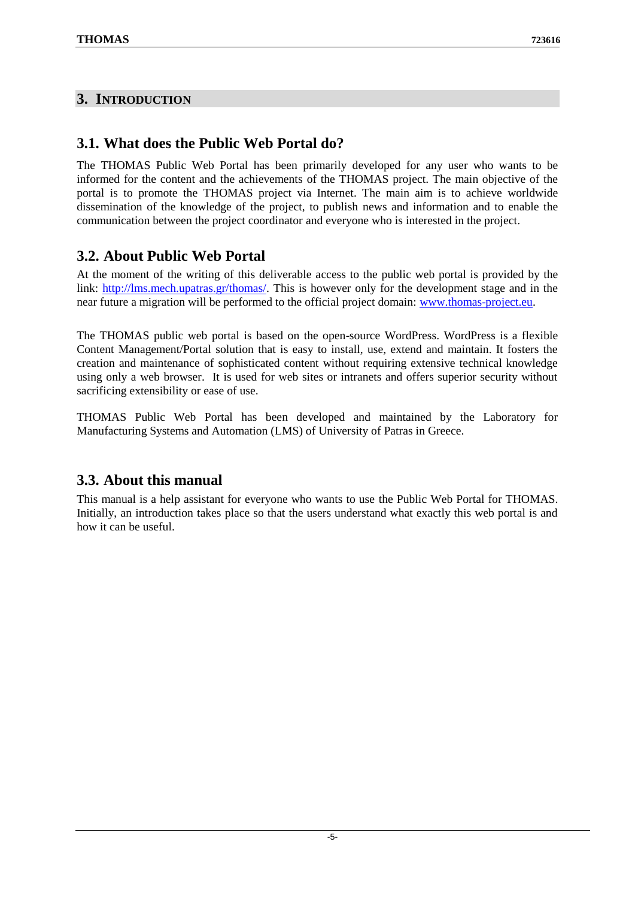# 3. INTRODUCTION

## 3.1. What does the Public Web Portal do?

The THOMAS Public Web Portal has been primarily developed for any user who wants to be informed for the content and the achievements of the THOMAS project. The main objective of the portal is to promote the THOMAS project via Internet. The main aim is to achieve worldwide dissemination of the knowledge of the project, to publish news and information and to enable the communication between the project coordinator and everyone who is interested in the project.

## 3.2. About Public Web Portal

At the moment of the writing of this deliverable access to the public web portal is provided by the link: http://lms.mech.upatras.gr/thomas/. This is however only for the development stage and in the near future a migration will be performed to the official project domain: www.thomas-project.eu.

The THOMAS public web portal is based on the open-source WordPress. WordPress is a flexible Content Management/Portal solution that is easy to install, use, extend and maintain. It fosters the creation and maintenance of sophisticated content without requiring extensive technical knowledge using only a web browser. It is used for web sites or intranets and offers superior security without sacrificing extensibility or ease of use.

THOMAS Public Web Portal has been developed and maintained by the Laboratory for Manufacturing Systems and Automation (LMS) of University of Patras in Greece.

## 3.3. About this manual

This manual is a help assistant for everyone who wants to use the Public Web Portal for THOMAS. Initially, an introduction takes place so that the users understand what exactly this web portal is and how it can be useful.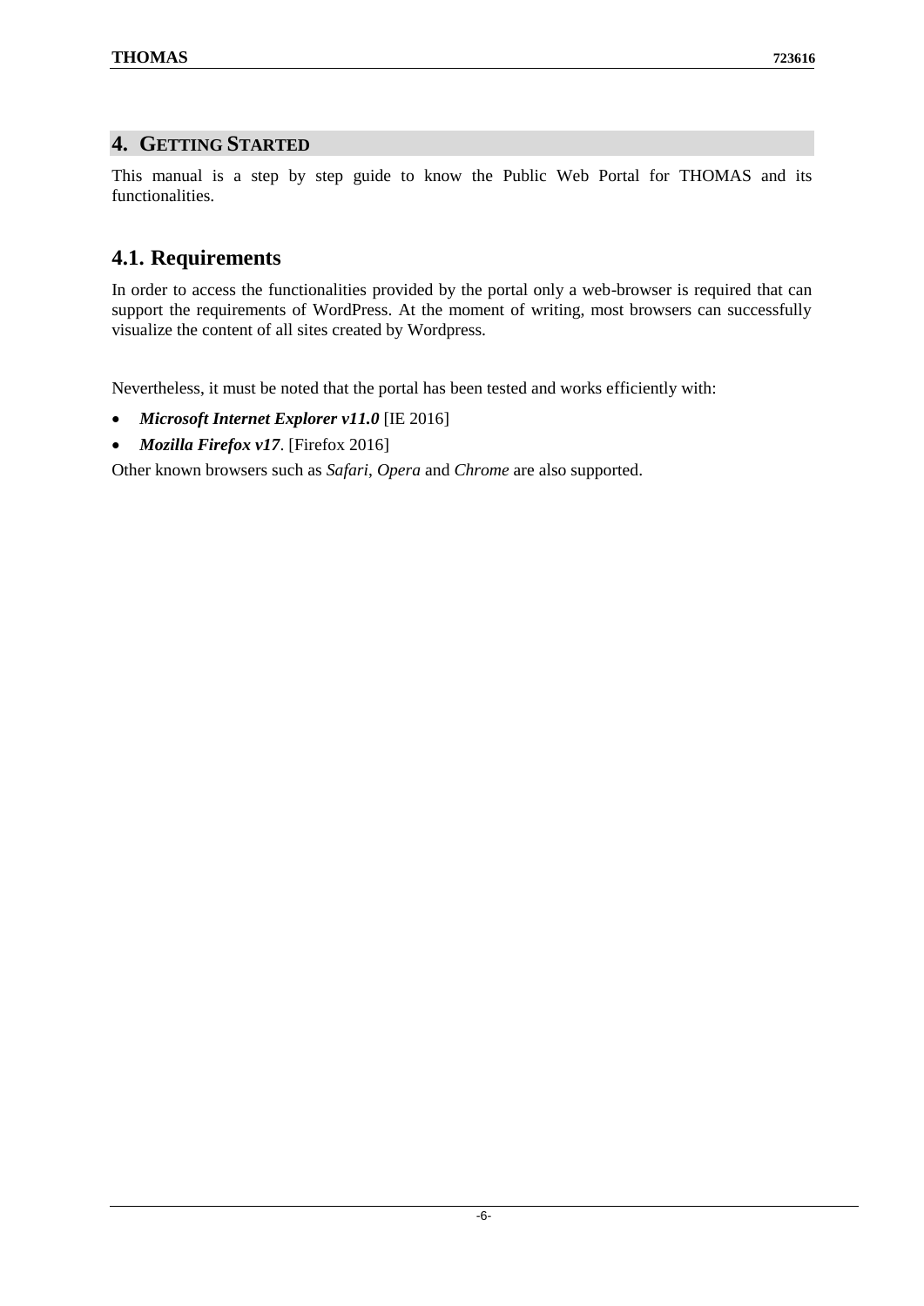# 4. GETTING STARTED

This manual is a step by step guide to know the Public Web Portal for THOMAS and its functionalities.

## 4.1. Requirements

In order to access the functionalities provided by the portal only a web-browser is required that can support the requirements of WordPress. At the moment of writing, most browsers can successfully visualize the content of all sites created by Wordpress.

Nevertheless, it must be noted that the portal has been tested and works efficiently with:

- ***Microsoft Internet Explorer v11.0*** [IE 2016]
- ***Mozilla Firefox v17***. [Firefox 2016]

Other known browsers such as *Safari*, *Opera* and *Chrome* are also supported.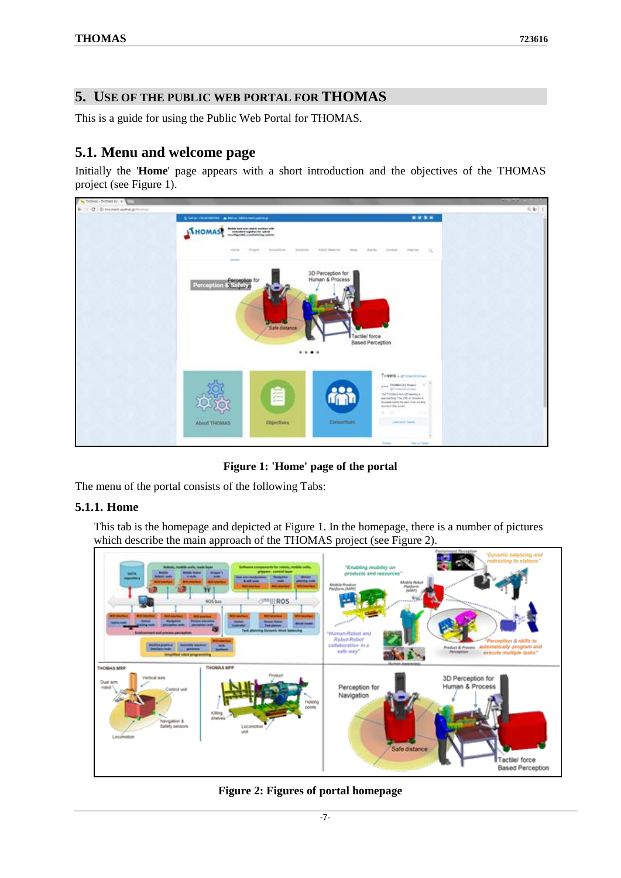# 5. USE OF THE PUBLIC WEB PORTAL FOR THOMAS

This is a guide for using the Public Web Portal for THOMAS.

## 5.1. Menu and welcome page

Initially the '**Home**' page appears with a short introduction and the objectives of the THOMAS project (see Figure 1).

**Figure 1: 'Home' page of the portal**

The menu of the portal consists of the following Tabs:

### 5.1.1. Home

This tab is the homepage and depicted at Figure 1. In the homepage, there is a number of pictures which describe the main approach of the THOMAS project (see Figure 2).

**Figure 2: Figures of portal homepage**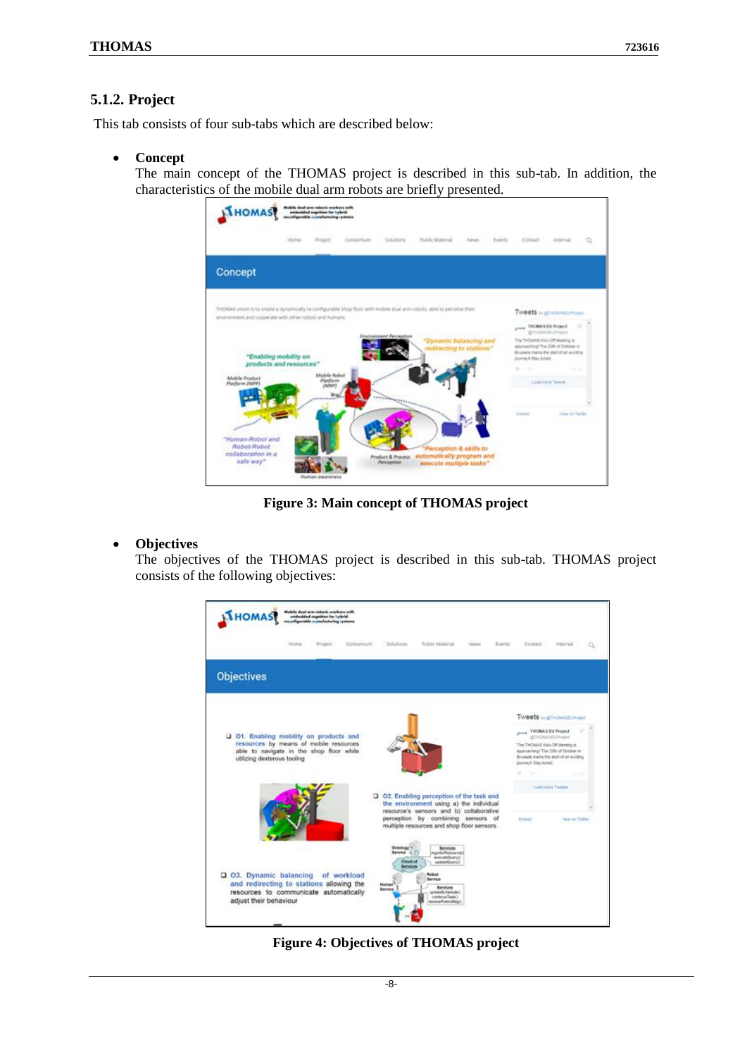### 5.1.2. Project

This tab consists of four sub-tabs which are described below:

- **Concept**
  The main concept of the THOMAS project is described in this sub-tab. In addition, the characteristics of the mobile dual arm robots are briefly presented.

**Figure 3: Main concept of THOMAS project**

- **Objectives**
  The objectives of the THOMAS project is described in this sub-tab. THOMAS project consists of the following objectives:

**Figure 4: Objectives of THOMAS project**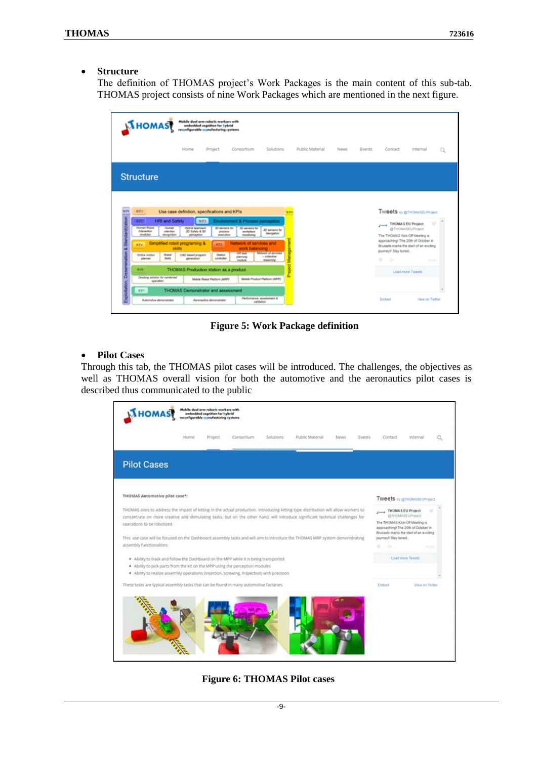- **Structure**

  The definition of THOMAS project's Work Packages is the main content of this sub-tab. THOMAS project consists of nine Work Packages which are mentioned in the next figure.

**Figure 5: Work Package definition**

- **Pilot Cases**

Through this tab, the THOMAS pilot cases will be introduced. The challenges, the objectives as well as THOMAS overall vision for both the automotive and the aeronautics pilot cases is described thus communicated to the public

**Figure 6: THOMAS Pilot cases**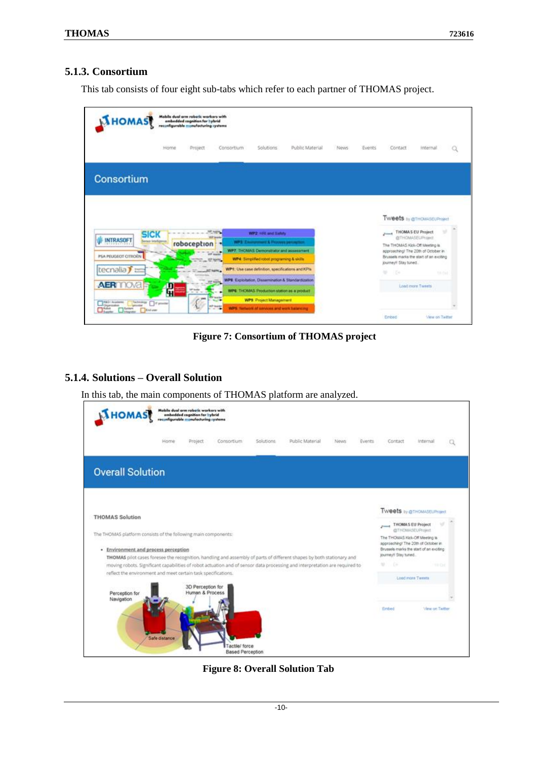### 5.1.3. Consortium

This tab consists of four eight sub-tabs which refer to each partner of THOMAS project.

**Figure 7: Consortium of THOMAS project**

### 5.1.4. Solutions – Overall Solution

In this tab, the main components of THOMAS platform are analyzed.

**Figure 8: Overall Solution Tab**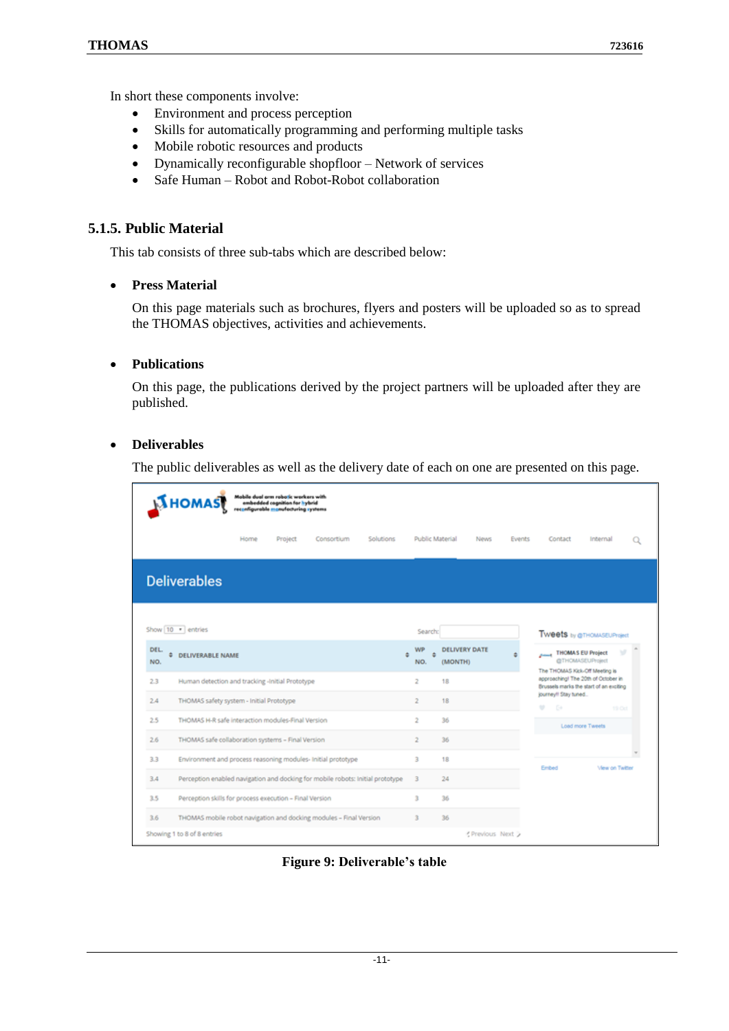In short these components involve:

- Environment and process perception
- Skills for automatically programming and performing multiple tasks
- Mobile robotic resources and products
- Dynamically reconfigurable shopfloor – Network of services
- Safe Human – Robot and Robot-Robot collaboration

### 5.1.5. Public Material

This tab consists of three sub-tabs which are described below:

- **Press Material**

  On this page materials such as brochures, flyers and posters will be uploaded so as to spread the THOMAS objectives, activities and achievements.

- **Publications**

  On this page, the publications derived by the project partners will be uploaded after they are published.

- **Deliverables**

  The public deliverables as well as the delivery date of each on one are presented on this page.

**Figure 9: Deliverable's table**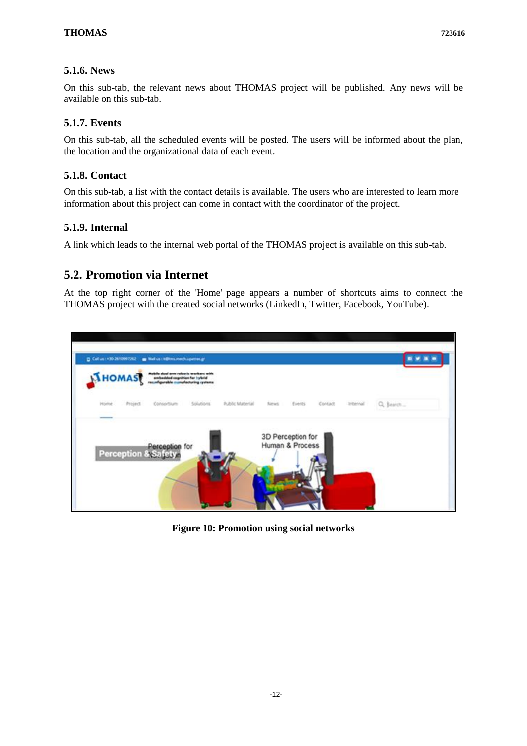### 5.1.6. News

On this sub-tab, the relevant news about THOMAS project will be published. Any news will be available on this sub-tab.

### 5.1.7. Events

On this sub-tab, all the scheduled events will be posted. The users will be informed about the plan, the location and the organizational data of each event.

### 5.1.8. Contact

On this sub-tab, a list with the contact details is available. The users who are interested to learn more information about this project can come in contact with the coordinator of the project.

### 5.1.9. Internal

A link which leads to the internal web portal of the THOMAS project is available on this sub-tab.

## 5.2. Promotion via Internet

At the top right corner of the 'Home' page appears a number of shortcuts aims to connect the THOMAS project with the created social networks (LinkedIn, Twitter, Facebook, YouTube).

**Figure 10: Promotion using social networks**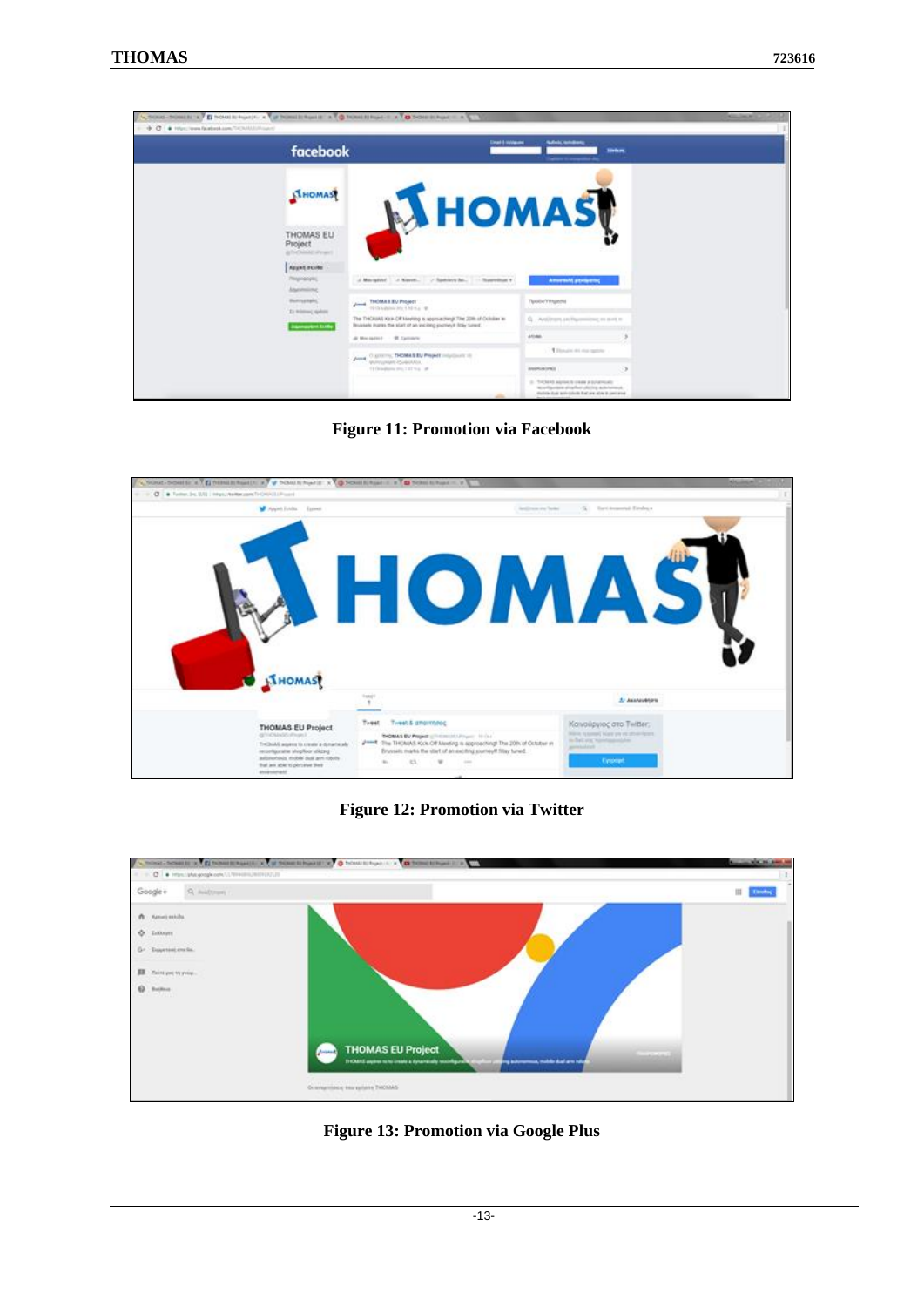Figure 11: Promotion via Facebook

Figure 12: Promotion via Twitter

Figure 13: Promotion via Google Plus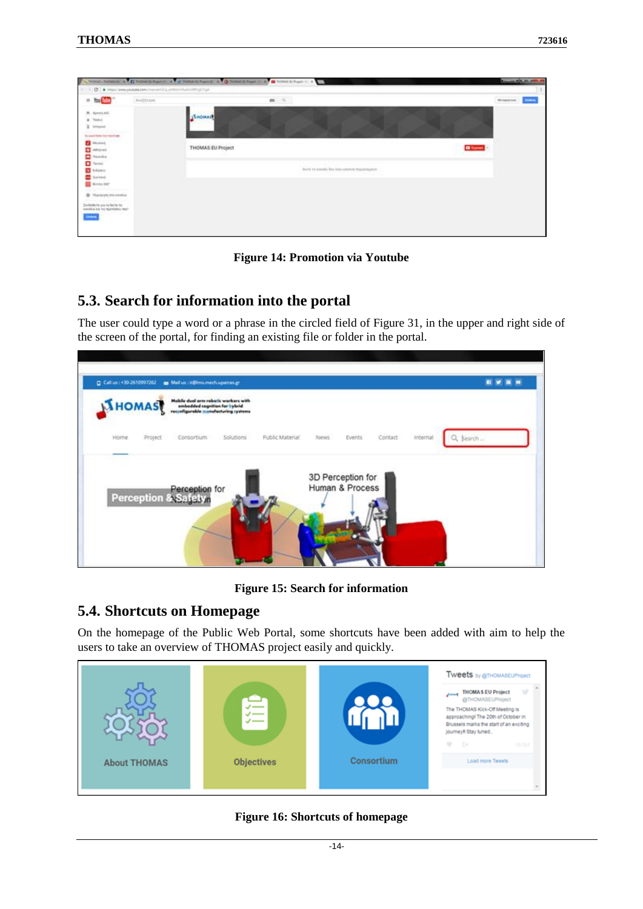Figure 14: Promotion via Youtube

## 5.3. Search for information into the portal

The user could type a word or a phrase in the circled field of Figure 31, in the upper and right side of the screen of the portal, for finding an existing file or folder in the portal.

Figure 15: Search for information

## 5.4. Shortcuts on Homepage

On the homepage of the Public Web Portal, some shortcuts have been added with aim to help the users to take an overview of THOMAS project easily and quickly.

Figure 16: Shortcuts of homepage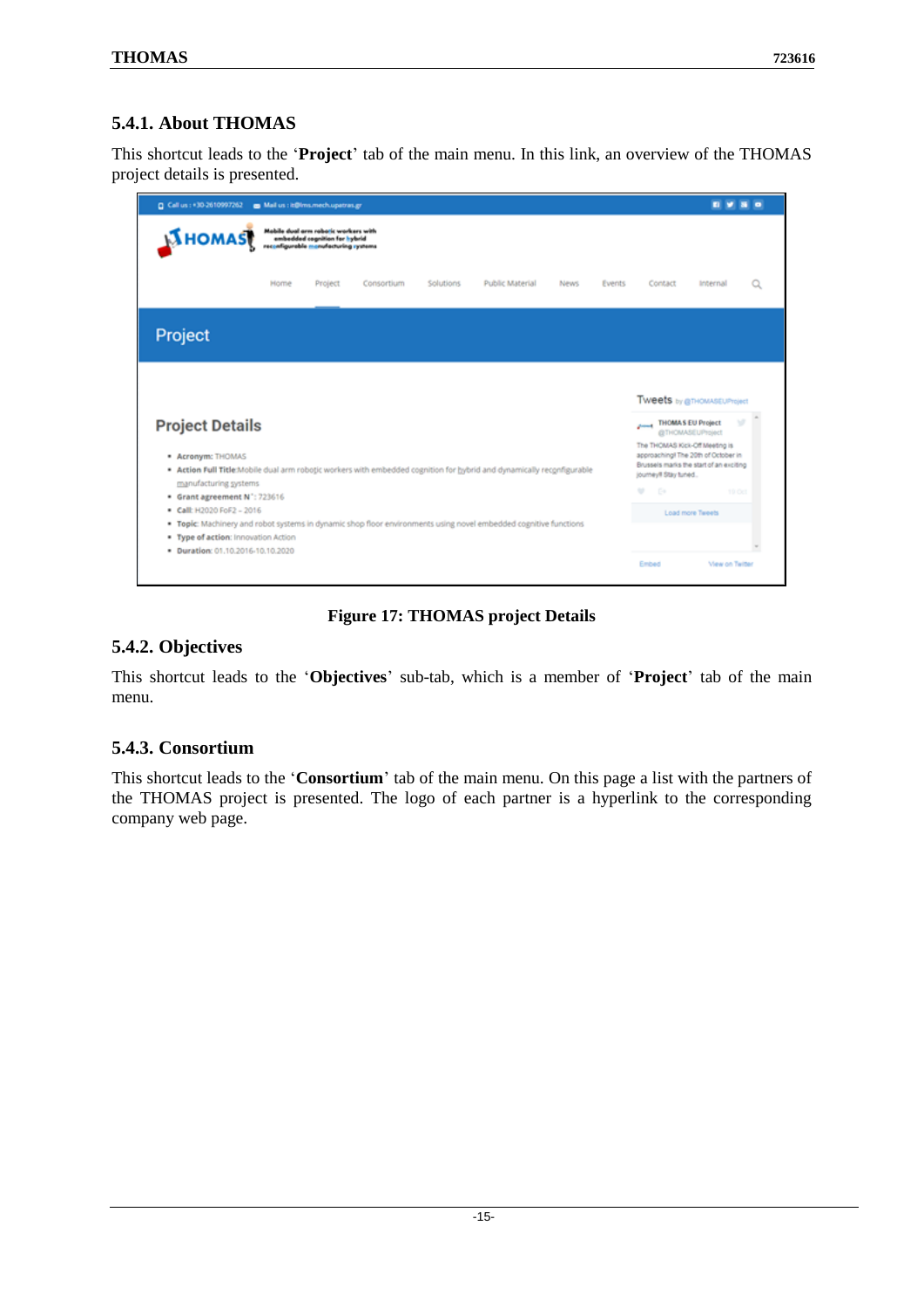### 5.4.1. About THOMAS

This shortcut leads to the '**Project**' tab of the main menu. In this link, an overview of the THOMAS project details is presented.

**Figure 17: THOMAS project Details**

### 5.4.2. Objectives

This shortcut leads to the '**Objectives**' sub-tab, which is a member of '**Project**' tab of the main menu.

### 5.4.3. Consortium

This shortcut leads to the '**Consortium**' tab of the main menu. On this page a list with the partners of the THOMAS project is presented. The logo of each partner is a hyperlink to the corresponding company web page.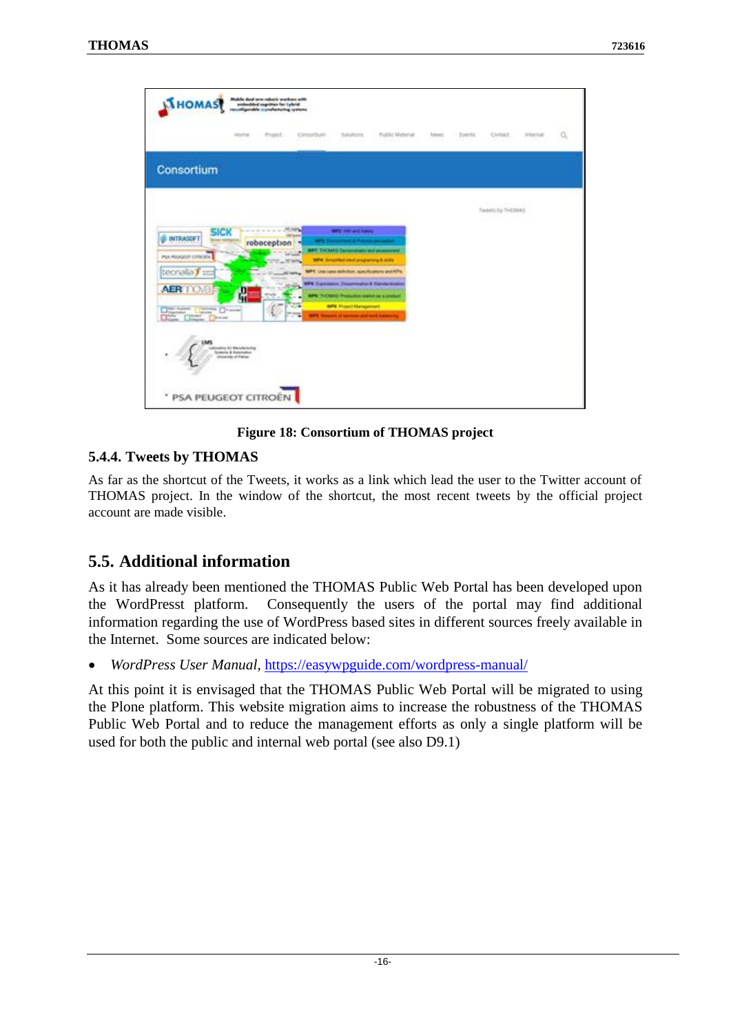**Figure 18: Consortium of THOMAS project**

### 5.4.4. Tweets by THOMAS

As far as the shortcut of the Tweets, it works as a link which lead the user to the Twitter account of THOMAS project. In the window of the shortcut, the most recent tweets by the official project account are made visible.

## 5.5. Additional information

As it has already been mentioned the THOMAS Public Web Portal has been developed upon the WordPresst platform. Consequently the users of the portal may find additional information regarding the use of WordPress based sites in different sources freely available in the Internet. Some sources are indicated below:

- *WordPress User Manual*, https://easywpguide.com/wordpress-manual/

At this point it is envisaged that the THOMAS Public Web Portal will be migrated to using the Plone platform. This website migration aims to increase the robustness of the THOMAS Public Web Portal and to reduce the management efforts as only a single platform will be used for both the public and internal web portal (see also D9.1)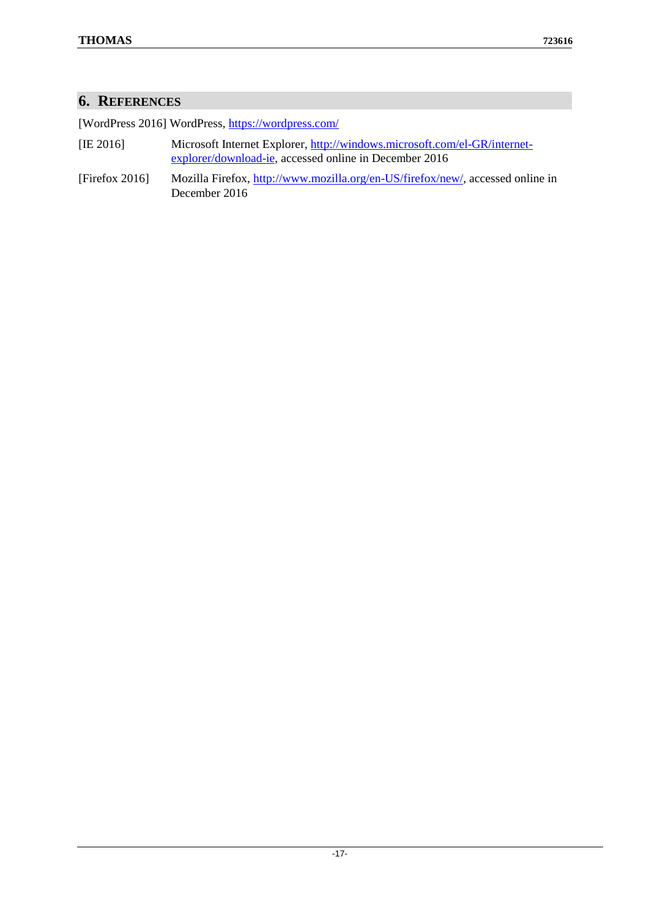## 6. REFERENCES

[WordPress 2016] WordPress, https://wordpress.com/

[IE 2016] Microsoft Internet Explorer, http://windows.microsoft.com/el-GR/internet-explorer/download-ie, accessed online in December 2016

[Firefox 2016] Mozilla Firefox, http://www.mozilla.org/en-US/firefox/new/, accessed online in December 2016